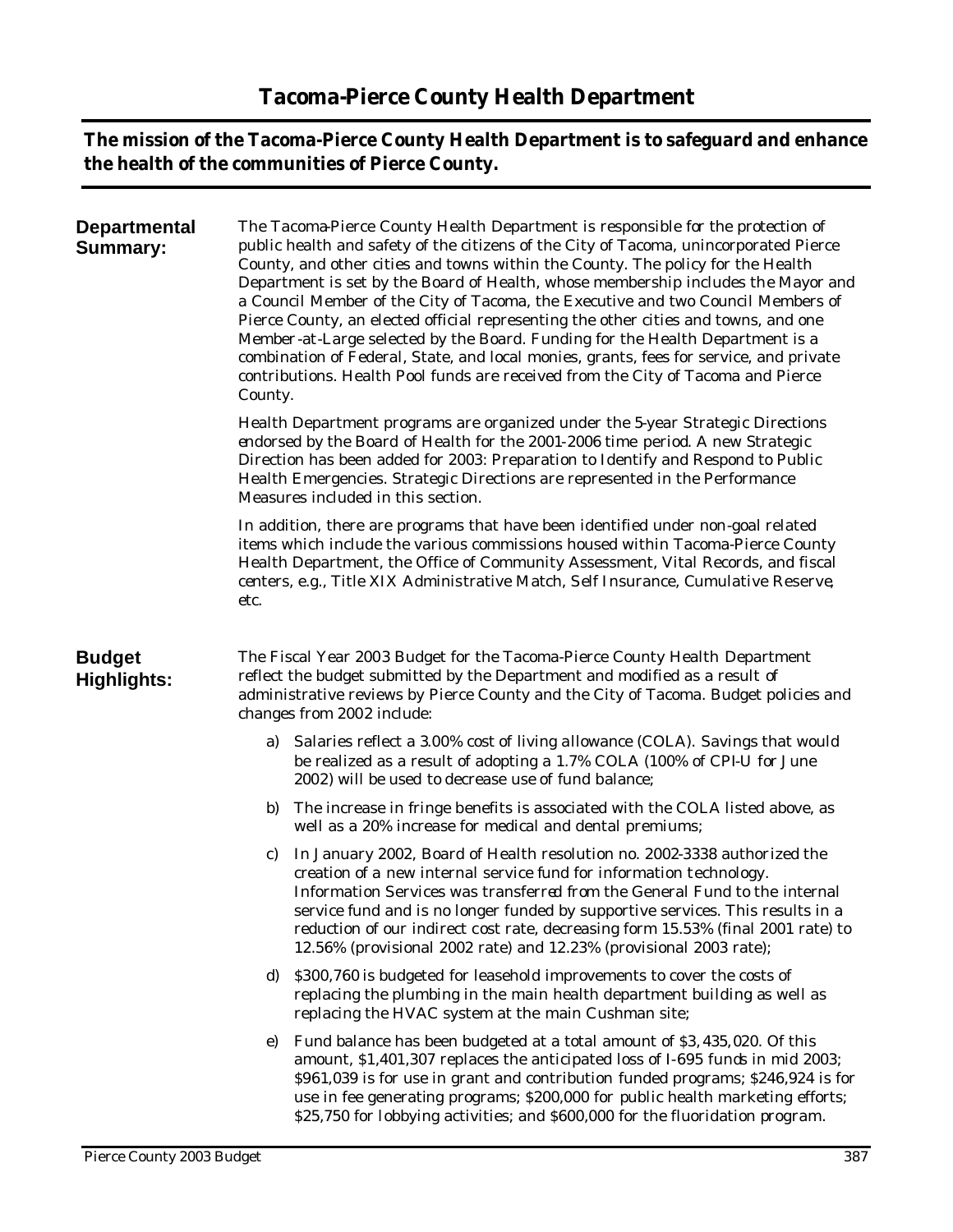# Tacoma-Pierce County Health Department

**The mission of the Tacoma-Pierce County Health Department is to safeguard and enhance the health of the communities of Pierce County.**

## Departmental Summary:

The Tacoma-Pierce County Health Department is responsible for the protection of public health and safety of the citizens of the City of Tacoma, unincorporated Pierce County, and other cities and towns within the County. The policy for the Health Department is set by the Board of Health, whose membership includes the Mayor and a Council Member of the City of Tacoma, the Executive and two Council Members of Pierce County, an elected official representing the other cities and towns, and one Member-at-Large selected by the Board. Funding for the Health Department is a combination of Federal, State, and local monies, grants, fees for service, and private contributions. Health Pool funds are received from the City of Tacoma and Pierce County.

Health Department programs are organized under the 5-year Strategic Directions endorsed by the Board of Health for the 2001-2006 time period. A new Strategic Direction has been added for 2003: Preparation to Identify and Respond to Public Health Emergencies. Strategic Directions are represented in the Performance Measures included in this section.

In addition, there are programs that have been identified under non-goal related items which include the various commissions housed within Tacoma-Pierce County Health Department, the Office of Community Assessment, Vital Records, and fiscal centers, e.g., Title XIX Administrative Match, Self Insurance, Cumulative Reserve, etc.

## Budget Highlights:

The Fiscal Year 2003 Budget for the Tacoma-Pierce County Health Department reflect the budget submitted by the Department and modified as a result of administrative reviews by Pierce County and the City of Tacoma. Budget policies and changes from 2002 include:

a) Salaries reflect a 3.00% cost of living allowance (COLA). Savings that would be realized as a result of adopting a 1.7% COLA (100% of CPI-U for June 2002) will be used to decrease use of fund balance;

b) The increase in fringe benefits is associated with the COLA listed above, as well as a 20% increase for medical and dental premiums;

c) In January 2002, Board of Health resolution no. 2002-3338 authorized the creation of a new internal service fund for information technology. Information Services was transferred from the General Fund to the internal service fund and is no longer funded by supportive services. This results in a reduction of our indirect cost rate, decreasing form 15.53% (final 2001 rate) to 12.56% (provisional 2002 rate) and 12.23% (provisional 2003 rate);

d) $300,760 is budgeted for leasehold improvements to cover the costs of replacing the plumbing in the main health department building as well as replacing the HVAC system at the main Cushman site;

e) Fund balance has been budgeted at a total amount of $3,435,020. Of this amount, $1,401,307 replaces the anticipated loss of I-695 funds in mid 2003; $961,039 is for use in grant and contribution funded programs; $246,924 is for use in fee generating programs; $200,000 for public health marketing efforts; $25,750 for lobbying activities; and $600,000 for the fluoridation program.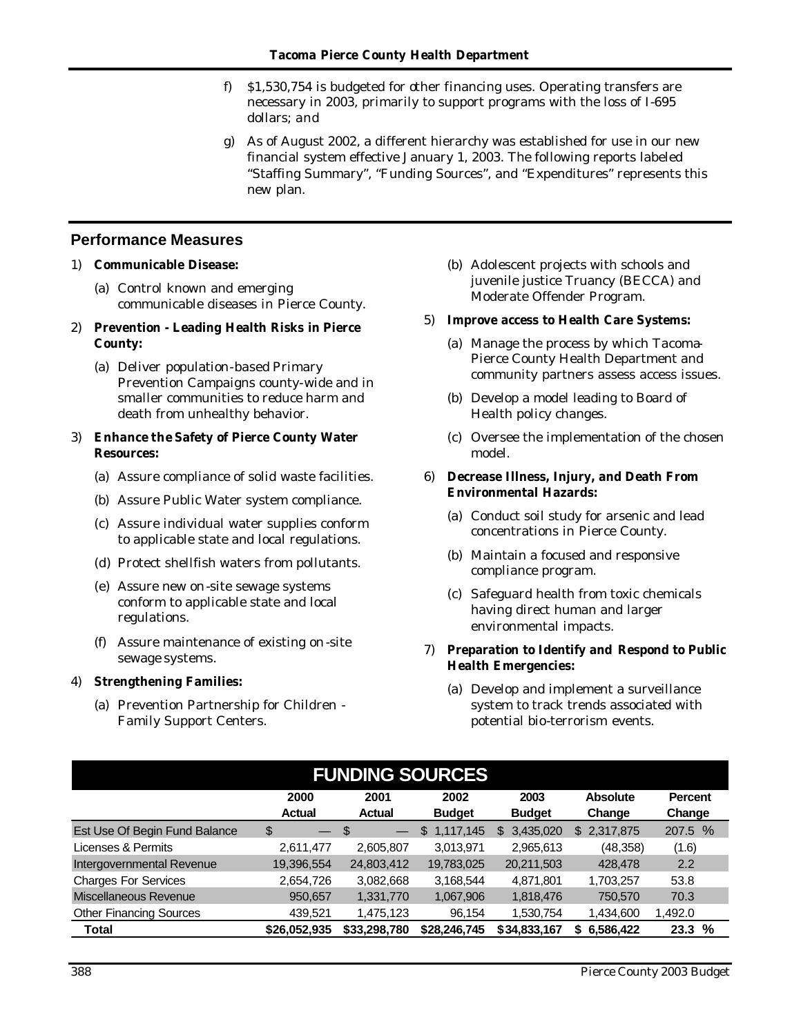f) $1,530,754 is budgeted for other financing uses. Operating transfers are necessary in 2003, primarily to support programs with the loss of I-695 dollars; and

g) As of August 2002, a different hierarchy was established for use in our new financial system effective January 1, 2003. The following reports labeled "Staffing Summary", "Funding Sources", and "Expenditures" represents this new plan.

## Performance Measures

1) **Communicable Disease:**
   (a) Control known and emerging communicable diseases in Pierce County.

2) **Prevention - Leading Health Risks in Pierce County:**
   (a) Deliver population-based Primary Prevention Campaigns county-wide and in smaller communities to reduce harm and death from unhealthy behavior.

3) **Enhance the Safety of Pierce County Water Resources:**
   (a) Assure compliance of solid waste facilities.
   (b) Assure Public Water system compliance.
   (c) Assure individual water supplies conform to applicable state and local regulations.
   (d) Protect shellfish waters from pollutants.
   (e) Assure new on-site sewage systems conform to applicable state and local regulations.
   (f) Assure maintenance of existing on-site sewage systems.

4) **Strengthening Families:**
   (a) Prevention Partnership for Children - Family Support Centers.
   (b) Adolescent projects with schools and juvenile justice Truancy (BECCA) and Moderate Offender Program.

5) **Improve access to Health Care Systems:**
   (a) Manage the process by which Tacoma-Pierce County Health Department and community partners assess access issues.
   (b) Develop a model leading to Board of Health policy changes.
   (c) Oversee the implementation of the chosen model.

6) **Decrease Illness, Injury, and Death From Environmental Hazards:**
   (a) Conduct soil study for arsenic and lead concentrations in Pierce County.
   (b) Maintain a focused and responsive compliance program.
   (c) Safeguard health from toxic chemicals having direct human and larger environmental impacts.

7) **Preparation to Identify and Respond to Public Health Emergencies:**
   (a) Develop and implement a surveillance system to track trends associated with potential bio-terrorism events.

## FUNDING SOURCES

| | 2000 Actual | 2001 Actual | 2002 Budget | 2003 Budget | Absolute Change | Percent Change |
|---|---|---|---|---|---|---|
| Est Use Of Begin Fund Balance | $ — | $ — | $ 1,117,145 | $ 3,435,020 | $ 2,317,875 | 207.5 % |
| Licenses & Permits | 2,611,477 | 2,605,807 | 3,013,971 | 2,965,613 | (48,358) | (1.6) |
| Intergovernmental Revenue | 19,396,554 | 24,803,412 | 19,783,025 | 20,211,503 | 428,478 | 2.2 |
| Charges For Services | 2,654,726 | 3,082,668 | 3,168,544 | 4,871,801 | 1,703,257 | 53.8 |
| Miscellaneous Revenue | 950,657 | 1,331,770 | 1,067,906 | 1,818,476 | 750,570 | 70.3 |
| Other Financing Sources | 439,521 | 1,475,123 | 96,154 | 1,530,754 | 1,434,600 | 1,492.0 |
| **Total** | **$26,052,935** | **$33,298,780** | **$28,246,745** | **$34,833,167** | **$ 6,586,422** | **23.3 %** |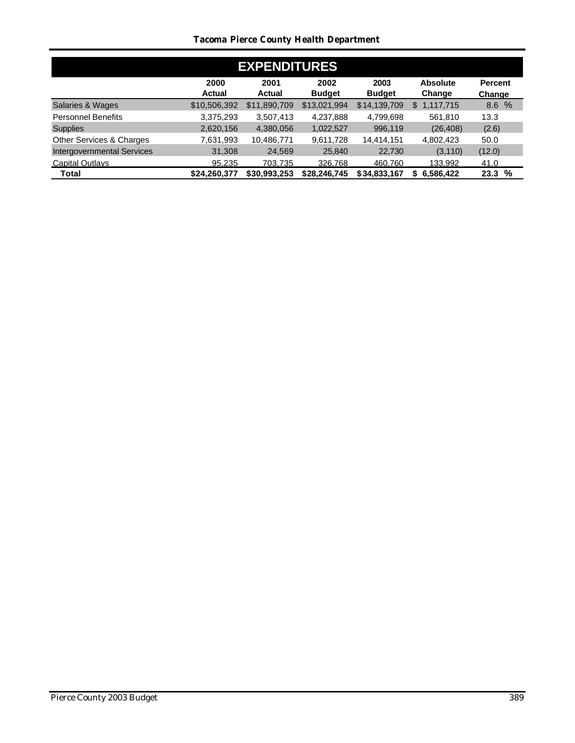## EXPENDITURES

| | 2000 Actual | 2001 Actual | 2002 Budget | 2003 Budget | Absolute Change | Percent Change |
|---|---|---|---|---|---|---|
| Salaries & Wages | $10,506,392 | $11,890,709 | $13,021,994 | $14,139,709 | $ 1,117,715 | 8.6 % |
| Personnel Benefits | 3,375,293 | 3,507,413 | 4,237,888 | 4,799,698 | 561,810 | 13.3 |
| Supplies | 2,620,156 | 4,380,056 | 1,022,527 | 996,119 | (26,408) | (2.6) |
| Other Services & Charges | 7,631,993 | 10,486,771 | 9,611,728 | 14,414,151 | 4,802,423 | 50.0 |
| Intergovernmental Services | 31,308 | 24,569 | 25,840 | 22,730 | (3,110) | (12.0) |
| Capital Outlays | 95,235 | 703,735 | 326,768 | 460,760 | 133,992 | 41.0 |
| **Total** | **$24,260,377** | **$30,993,253** | **$28,246,745** | **$34,833,167** | **$ 6,586,422** | **23.3 %** |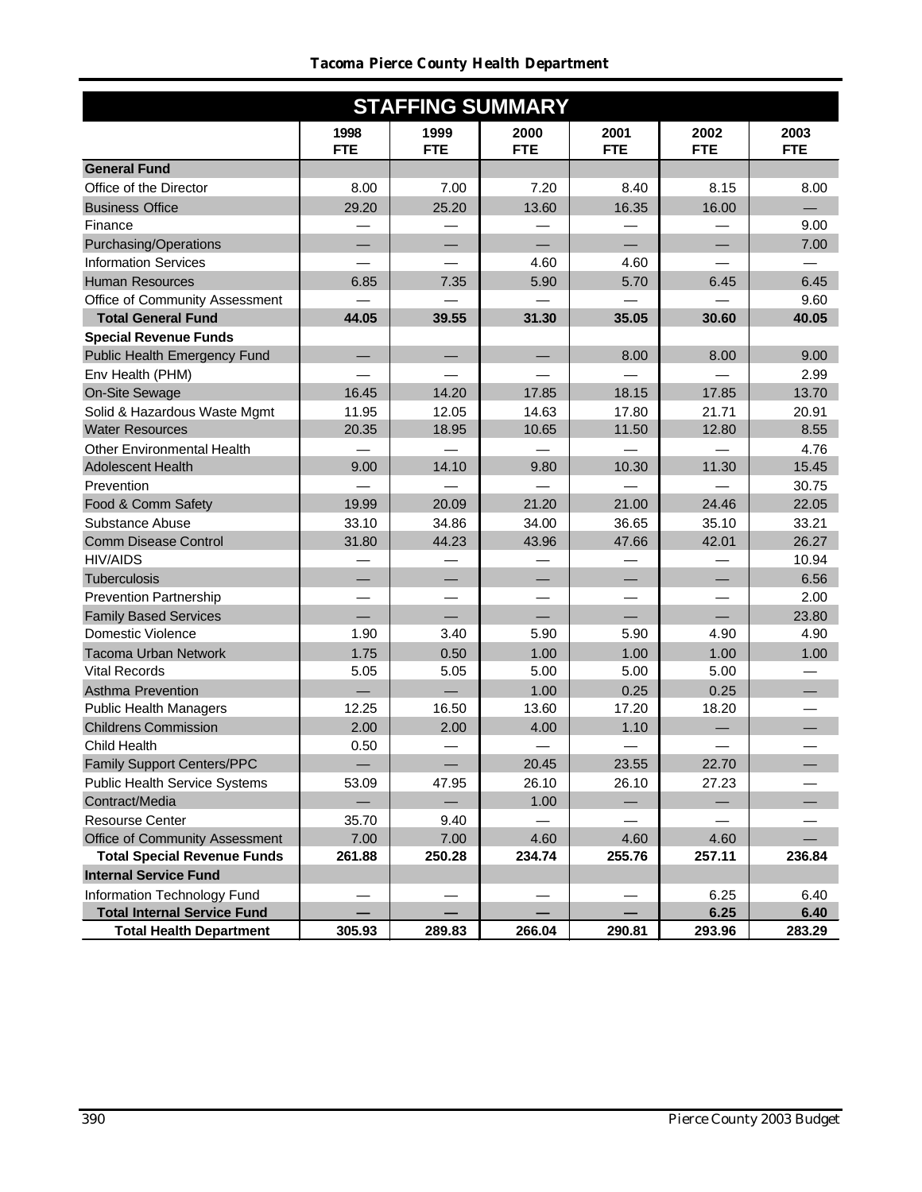## Tacoma Pierce County Health Department

| STAFFING SUMMARY | 1998 FTE | 1999 FTE | 2000 FTE | 2001 FTE | 2002 FTE | 2003 FTE |
|---|---|---|---|---|---|---|
| **General Fund** | | | | | | |
| Office of the Director | 8.00 | 7.00 | 7.20 | 8.40 | 8.15 | 8.00 |
| Business Office | 29.20 | 25.20 | 13.60 | 16.35 | 16.00 | — |
| Finance | — | — | — | — | — | 9.00 |
| Purchasing/Operations | — | — | — | — | — | 7.00 |
| Information Services | — | — | 4.60 | 4.60 | — | — |
| Human Resources | 6.85 | 7.35 | 5.90 | 5.70 | 6.45 | 6.45 |
| Office of Community Assessment | — | — | — | — | — | 9.60 |
| **Total General Fund** | **44.05** | **39.55** | **31.30** | **35.05** | **30.60** | **40.05** |
| **Special Revenue Funds** | | | | | | |
| Public Health Emergency Fund | — | — | — | 8.00 | 8.00 | 9.00 |
| Env Health (PHM) | — | — | — | — | — | 2.99 |
| On-Site Sewage | 16.45 | 14.20 | 17.85 | 18.15 | 17.85 | 13.70 |
| Solid & Hazardous Waste Mgmt | 11.95 | 12.05 | 14.63 | 17.80 | 21.71 | 20.91 |
| Water Resources | 20.35 | 18.95 | 10.65 | 11.50 | 12.80 | 8.55 |
| Other Environmental Health | — | — | — | — | — | 4.76 |
| Adolescent Health | 9.00 | 14.10 | 9.80 | 10.30 | 11.30 | 15.45 |
| Prevention | — | — | — | — | — | 30.75 |
| Food & Comm Safety | 19.99 | 20.09 | 21.20 | 21.00 | 24.46 | 22.05 |
| Substance Abuse | 33.10 | 34.86 | 34.00 | 36.65 | 35.10 | 33.21 |
| Comm Disease Control | 31.80 | 44.23 | 43.96 | 47.66 | 42.01 | 26.27 |
| HIV/AIDS | — | — | — | — | — | 10.94 |
| Tuberculosis | — | — | — | — | — | 6.56 |
| Prevention Partnership | — | — | — | — | — | 2.00 |
| Family Based Services | — | — | — | — | — | 23.80 |
| Domestic Violence | 1.90 | 3.40 | 5.90 | 5.90 | 4.90 | 4.90 |
| Tacoma Urban Network | 1.75 | 0.50 | 1.00 | 1.00 | 1.00 | 1.00 |
| Vital Records | 5.05 | 5.05 | 5.00 | 5.00 | 5.00 | — |
| Asthma Prevention | — | — | 1.00 | 0.25 | 0.25 | — |
| Public Health Managers | 12.25 | 16.50 | 13.60 | 17.20 | 18.20 | — |
| Childrens Commission | 2.00 | 2.00 | 4.00 | 1.10 | — | — |
| Child Health | 0.50 | — | — | — | — | — |
| Family Support Centers/PPC | — | — | 20.45 | 23.55 | 22.70 | — |
| Public Health Service Systems | 53.09 | 47.95 | 26.10 | 26.10 | 27.23 | — |
| Contract/Media | — | — | 1.00 | — | — | — |
| Resourse Center | 35.70 | 9.40 | — | — | — | — |
| Office of Community Assessment | 7.00 | 7.00 | 4.60 | 4.60 | 4.60 | — |
| **Total Special Revenue Funds** | **261.88** | **250.28** | **234.74** | **255.76** | **257.11** | **236.84** |
| **Internal Service Fund** | | | | | | |
| Information Technology Fund | — | — | — | — | 6.25 | 6.40 |
| **Total Internal Service Fund** | **—** | **—** | **—** | **—** | **6.25** | **6.40** |
| **Total Health Department** | **305.93** | **289.83** | **266.04** | **290.81** | **293.96** | **283.29** |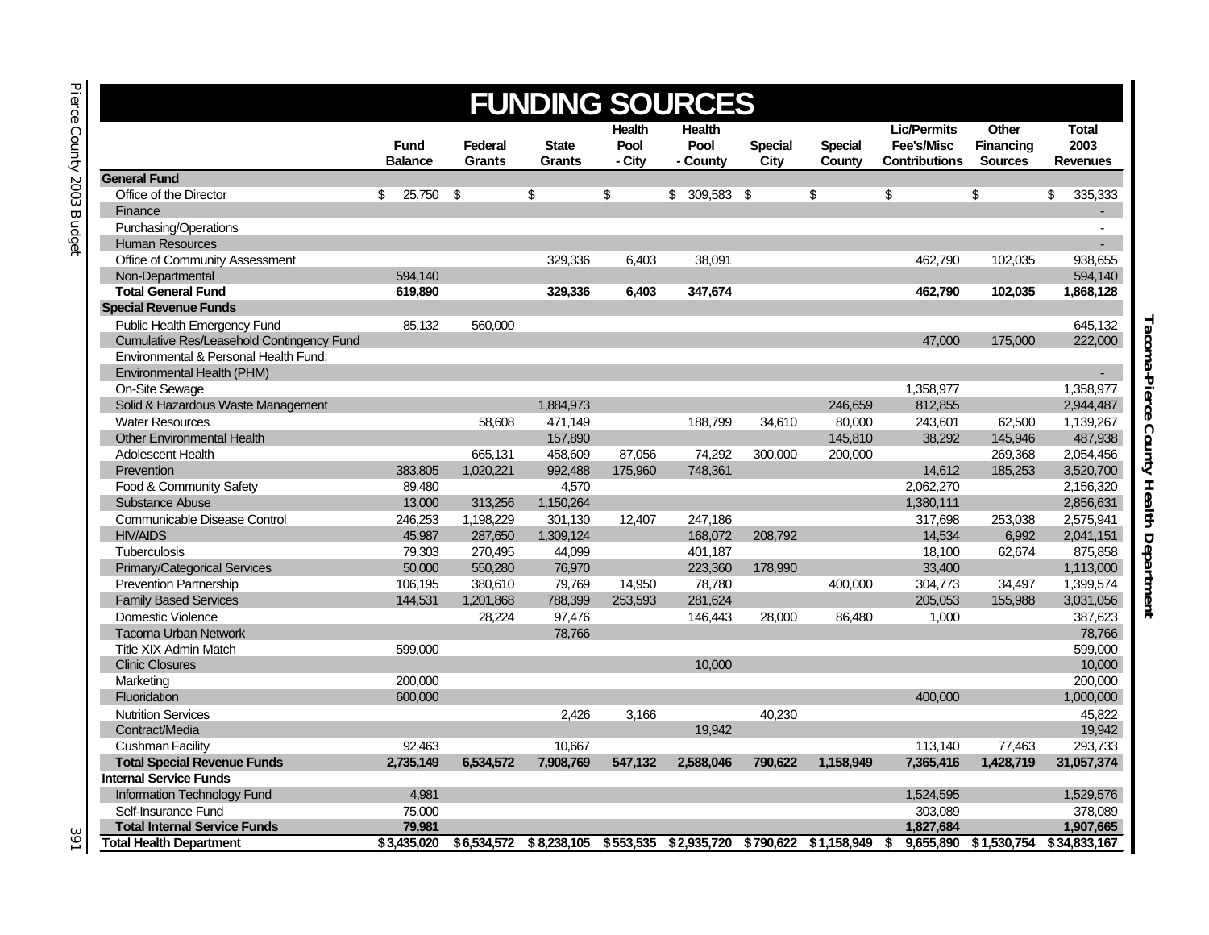# FUNDING SOURCES

| | Fund Balance | Federal Grants | State Grants | Health Pool - City | Health Pool - County | Special City | Special County | Lic/Permits Fee's/Misc Contributions | Other Financing Sources | Total 2003 Revenues |
|---|---|---|---|---|---|---|---|---|---|---|
| **General Fund** | | | | | | | | | | |
| Office of the Director | $ 25,750 | $ | $ | $ | $ 309,583 | $ | $ | $ | $ | $ 335,333 |
| Finance | | | | | | | | | | - |
| Purchasing/Operations | | | | | | | | | | - |
| Human Resources | | | | | | | | | | - |
| Office of Community Assessment | | | 329,336 | 6,403 | 38,091 | | | 462,790 | 102,035 | 938,655 |
| Non-Departmental | 594,140 | | | | | | | | | 594,140 |
| **Total General Fund** | **619,890** | | **329,336** | **6,403** | **347,674** | | | **462,790** | **102,035** | **1,868,128** |
| **Special Revenue Funds** | | | | | | | | | | |
| Public Health Emergency Fund | 85,132 | 560,000 | | | | | | | | 645,132 |
| Cumulative Res/Leasehold Contingency Fund | | | | | | | | 47,000 | 175,000 | 222,000 |
| Environmental & Personal Health Fund: | | | | | | | | | | |
| Environmental Health (PHM) | | | | | | | | | | - |
| On-Site Sewage | | | | | | | | 1,358,977 | | 1,358,977 |
| Solid & Hazardous Waste Management | | | 1,884,973 | | | | 246,659 | 812,855 | | 2,944,487 |
| Water Resources | | 58,608 | 471,149 | | 188,799 | 34,610 | 80,000 | 243,601 | 62,500 | 1,139,267 |
| Other Environmental Health | | | 157,890 | | | | 145,810 | 38,292 | 145,946 | 487,938 |
| Adolescent Health | | 665,131 | 458,609 | 87,056 | 74,292 | 300,000 | 200,000 | | 269,368 | 2,054,456 |
| Prevention | 383,805 | 1,020,221 | 992,488 | 175,960 | 748,361 | | | 14,612 | 185,253 | 3,520,700 |
| Food & Community Safety | 89,480 | | 4,570 | | | | | 2,062,270 | | 2,156,320 |
| Substance Abuse | 13,000 | 313,256 | 1,150,264 | | | | | 1,380,111 | | 2,856,631 |
| Communicable Disease Control | 246,253 | 1,198,229 | 301,130 | 12,407 | 247,186 | | | 317,698 | 253,038 | 2,575,941 |
| HIV/AIDS | 45,987 | 287,650 | 1,309,124 | | 168,072 | 208,792 | | 14,534 | 6,992 | 2,041,151 |
| Tuberculosis | 79,303 | 270,495 | 44,099 | | 401,187 | | | 18,100 | 62,674 | 875,858 |
| Primary/Categorical Services | 50,000 | 550,280 | 76,970 | | 223,360 | 178,990 | | 33,400 | | 1,113,000 |
| Prevention Partnership | 106,195 | 380,610 | 79,769 | 14,950 | 78,780 | | 400,000 | 304,773 | 34,497 | 1,399,574 |
| Family Based Services | 144,531 | 1,201,868 | 788,399 | 253,593 | 281,624 | | | 205,053 | 155,988 | 3,031,056 |
| Domestic Violence | | 28,224 | 97,476 | | 146,443 | 28,000 | 86,480 | 1,000 | | 387,623 |
| Tacoma Urban Network | | | 78,766 | | | | | | | 78,766 |
| Title XIX Admin Match | 599,000 | | | | | | | | | 599,000 |
| Clinic Closures | | | | | 10,000 | | | | | 10,000 |
| Marketing | 200,000 | | | | | | | | | 200,000 |
| Fluoridation | 600,000 | | | | | | | 400,000 | | 1,000,000 |
| Nutrition Services | | | 2,426 | 3,166 | | 40,230 | | | | 45,822 |
| Contract/Media | | | | | 19,942 | | | | | 19,942 |
| Cushman Facility | 92,463 | | 10,667 | | | | | 113,140 | 77,463 | 293,733 |
| **Total Special Revenue Funds** | **2,735,149** | **6,534,572** | **7,908,769** | **547,132** | **2,588,046** | **790,622** | **1,158,949** | **7,365,416** | **1,428,719** | **31,057,374** |
| **Internal Service Funds** | | | | | | | | | | |
| Information Technology Fund | 4,981 | | | | | | | 1,524,595 | | 1,529,576 |
| Self-Insurance Fund | 75,000 | | | | | | | 303,089 | | 378,089 |
| **Total Internal Service Funds** | **79,981** | | | | | | | **1,827,684** | | **1,907,665** |
| **Total Health Department** | **$ 3,435,020** | **$ 6,534,572** | **$ 8,238,105** | **$ 553,535** | **$ 2,935,720** | **$ 790,622** | **$ 1,158,949** | **$ 9,655,890** | **$ 1,530,754** | **$ 34,833,167** |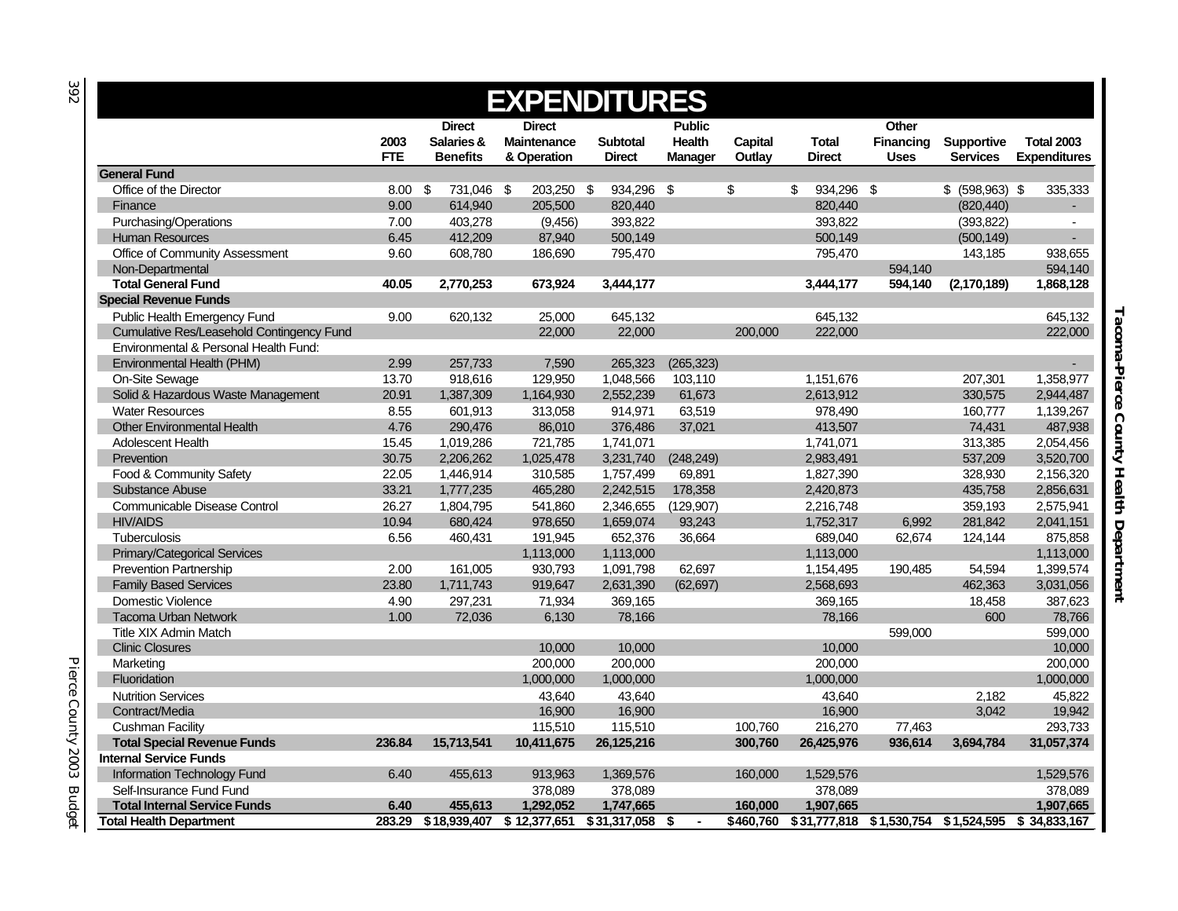# EXPENDITURES

| | 2003 FTE | Direct Salaries & Benefits | Direct Maintenance & Operation | Subtotal Direct | Public Health Manager | Capital Outlay | Total Direct | Other Financing Uses | Supportive Services | Total 2003 Expenditures |
|---|---|---|---|---|---|---|---|---|---|---|
| **General Fund** | | | | | | | | | | |
| Office of the Director | 8.00 | $ 731,046 | $ 203,250 | $ 934,296 | $ | $ | $ 934,296 | $ | $ (598,963) | $ 335,333 |
| Finance | 9.00 | 614,940 | 205,500 | 820,440 | | | 820,440 | | (820,440) | - |
| Purchasing/Operations | 7.00 | 403,278 | (9,456) | 393,822 | | | 393,822 | | (393,822) | - |
| Human Resources | 6.45 | 412,209 | 87,940 | 500,149 | | | 500,149 | | (500,149) | - |
| Office of Community Assessment | 9.60 | 608,780 | 186,690 | 795,470 | | | 795,470 | | 143,185 | 938,655 |
| Non-Departmental | | | | | | | | 594,140 | | 594,140 |
| **Total General Fund** | **40.05** | **2,770,253** | **673,924** | **3,444,177** | | | **3,444,177** | **594,140** | **(2,170,189)** | **1,868,128** |
| **Special Revenue Funds** | | | | | | | | | | |
| Public Health Emergency Fund | 9.00 | 620,132 | 25,000 | 645,132 | | | 645,132 | | | 645,132 |
| Cumulative Res/Leasehold Contingency Fund | | | 22,000 | 22,000 | | 200,000 | 222,000 | | | 222,000 |
| Environmental & Personal Health Fund: | | | | | | | | | | |
| Environmental Health (PHM) | 2.99 | 257,733 | 7,590 | 265,323 | (265,323) | | | | | - |
| On-Site Sewage | 13.70 | 918,616 | 129,950 | 1,048,566 | 103,110 | | 1,151,676 | | 207,301 | 1,358,977 |
| Solid & Hazardous Waste Management | 20.91 | 1,387,309 | 1,164,930 | 2,552,239 | 61,673 | | 2,613,912 | | 330,575 | 2,944,487 |
| Water Resources | 8.55 | 601,913 | 313,058 | 914,971 | 63,519 | | 978,490 | | 160,777 | 1,139,267 |
| Other Environmental Health | 4.76 | 290,476 | 86,010 | 376,486 | 37,021 | | 413,507 | | 74,431 | 487,938 |
| Adolescent Health | 15.45 | 1,019,286 | 721,785 | 1,741,071 | | | 1,741,071 | | 313,385 | 2,054,456 |
| Prevention | 30.75 | 2,206,262 | 1,025,478 | 3,231,740 | (248,249) | | 2,983,491 | | 537,209 | 3,520,700 |
| Food & Community Safety | 22.05 | 1,446,914 | 310,585 | 1,757,499 | 69,891 | | 1,827,390 | | 328,930 | 2,156,320 |
| Substance Abuse | 33.21 | 1,777,235 | 465,280 | 2,242,515 | 178,358 | | 2,420,873 | | 435,758 | 2,856,631 |
| Communicable Disease Control | 26.27 | 1,804,795 | 541,860 | 2,346,655 | (129,907) | | 2,216,748 | | 359,193 | 2,575,941 |
| HIV/AIDS | 10.94 | 680,424 | 978,650 | 1,659,074 | 93,243 | | 1,752,317 | 6,992 | 281,842 | 2,041,151 |
| Tuberculosis | 6.56 | 460,431 | 191,945 | 652,376 | 36,664 | | 689,040 | 62,674 | 124,144 | 875,858 |
| Primary/Categorical Services | | | 1,113,000 | 1,113,000 | | | 1,113,000 | | | 1,113,000 |
| Prevention Partnership | 2.00 | 161,005 | 930,793 | 1,091,798 | 62,697 | | 1,154,495 | 190,485 | 54,594 | 1,399,574 |
| Family Based Services | 23.80 | 1,711,743 | 919,647 | 2,631,390 | (62,697) | | 2,568,693 | | 462,363 | 3,031,056 |
| Domestic Violence | 4.90 | 297,231 | 71,934 | 369,165 | | | 369,165 | | 18,458 | 387,623 |
| Tacoma Urban Network | 1.00 | 72,036 | 6,130 | 78,166 | | | 78,166 | | 600 | 78,766 |
| Title XIX Admin Match | | | | | | | | 599,000 | | 599,000 |
| Clinic Closures | | | 10,000 | 10,000 | | | 10,000 | | | 10,000 |
| Marketing | | | 200,000 | 200,000 | | | 200,000 | | | 200,000 |
| Fluoridation | | | 1,000,000 | 1,000,000 | | | 1,000,000 | | | 1,000,000 |
| Nutrition Services | | | 43,640 | 43,640 | | | 43,640 | | 2,182 | 45,822 |
| Contract/Media | | | 16,900 | 16,900 | | | 16,900 | | 3,042 | 19,942 |
| Cushman Facility | | | 115,510 | 115,510 | | 100,760 | 216,270 | 77,463 | | 293,733 |
| **Total Special Revenue Funds** | **236.84** | **15,713,541** | **10,411,675** | **26,125,216** | | **300,760** | **26,425,976** | **936,614** | **3,694,784** | **31,057,374** |
| **Internal Service Funds** | | | | | | | | | | |
| Information Technology Fund | 6.40 | 455,613 | 913,963 | 1,369,576 | | 160,000 | 1,529,576 | | | 1,529,576 |
| Self-Insurance Fund Fund | | | 378,089 | 378,089 | | | 378,089 | | | 378,089 |
| **Total Internal Service Funds** | **6.40** | **455,613** | **1,292,052** | **1,747,665** | | **160,000** | **1,907,665** | | | **1,907,665** |
| **Total Health Department** | **283.29** | **$ 18,939,407** | **$ 12,377,651** | **$ 31,317,058** | **$ -** | **$ 460,760** | **$ 31,777,818** | **$ 1,530,754** | **$ 1,524,595** | **$ 34,833,167** |